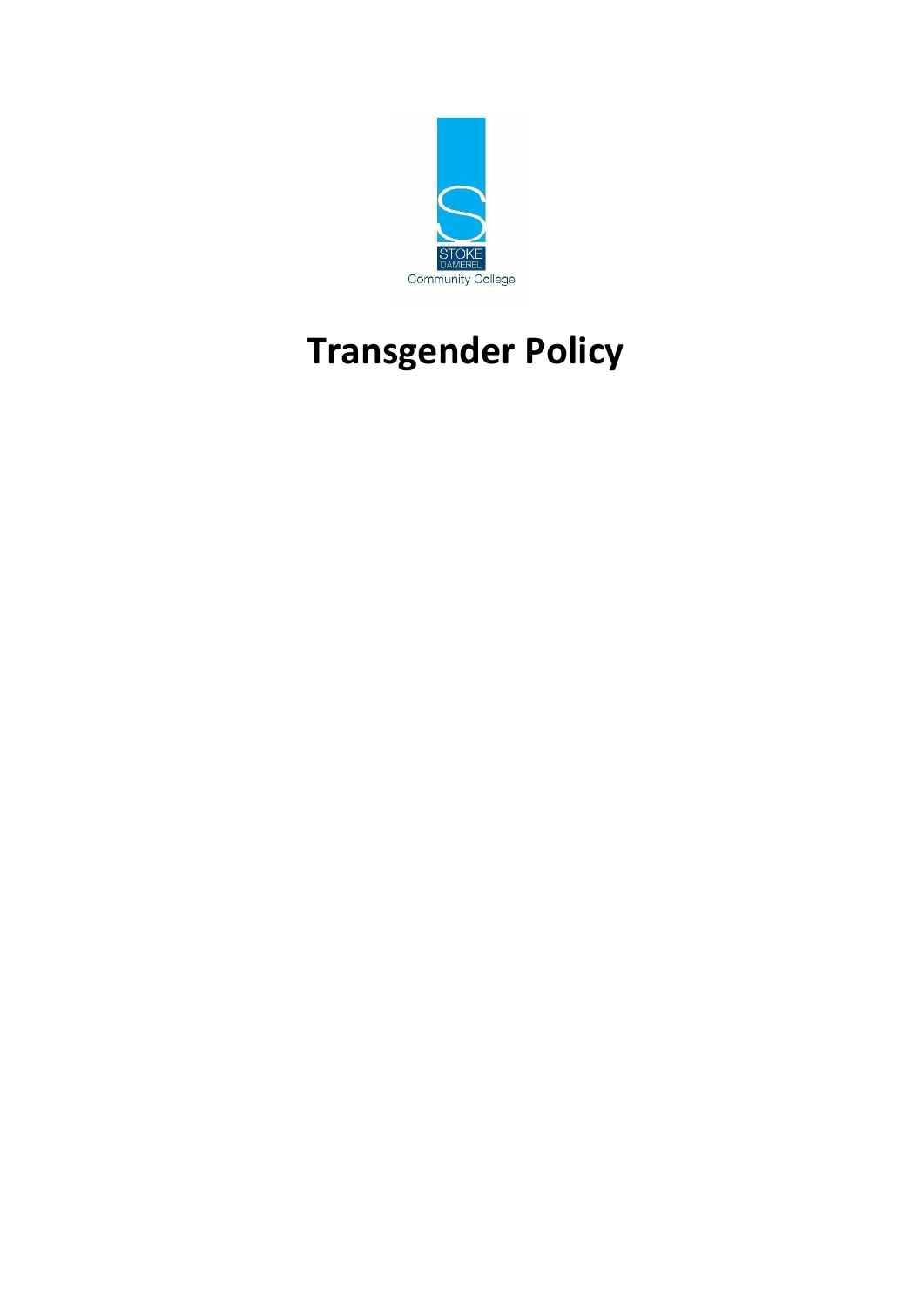STOKE DAMEREL

Community College

# Transgender Policy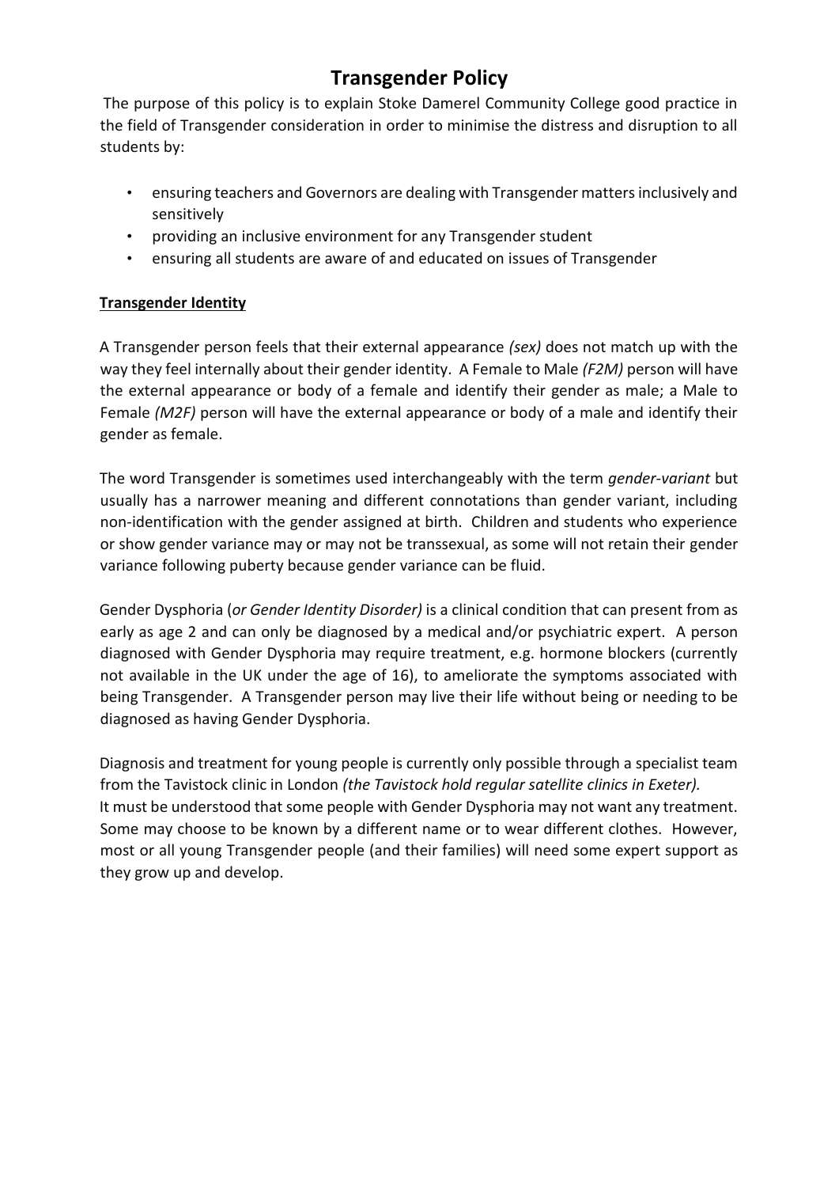# Transgender Policy

The purpose of this policy is to explain Stoke Damerel Community College good practice in the field of Transgender consideration in order to minimise the distress and disruption to all students by:

- ensuring teachers and Governors are dealing with Transgender matters inclusively and sensitively
- providing an inclusive environment for any Transgender student
- ensuring all students are aware of and educated on issues of Transgender

**Transgender Identity**

A Transgender person feels that their external appearance *(sex)* does not match up with the way they feel internally about their gender identity. A Female to Male *(F2M)* person will have the external appearance or body of a female and identify their gender as male; a Male to Female *(M2F)* person will have the external appearance or body of a male and identify their gender as female.

The word Transgender is sometimes used interchangeably with the term *gender-variant* but usually has a narrower meaning and different connotations than gender variant, including non-identification with the gender assigned at birth. Children and students who experience or show gender variance may or may not be transsexual, as some will not retain their gender variance following puberty because gender variance can be fluid.

Gender Dysphoria (*or Gender Identity Disorder)* is a clinical condition that can present from as early as age 2 and can only be diagnosed by a medical and/or psychiatric expert. A person diagnosed with Gender Dysphoria may require treatment, e.g. hormone blockers (currently not available in the UK under the age of 16), to ameliorate the symptoms associated with being Transgender. A Transgender person may live their life without being or needing to be diagnosed as having Gender Dysphoria.

Diagnosis and treatment for young people is currently only possible through a specialist team from the Tavistock clinic in London *(the Tavistock hold regular satellite clinics in Exeter).*
It must be understood that some people with Gender Dysphoria may not want any treatment. Some may choose to be known by a different name or to wear different clothes. However, most or all young Transgender people (and their families) will need some expert support as they grow up and develop.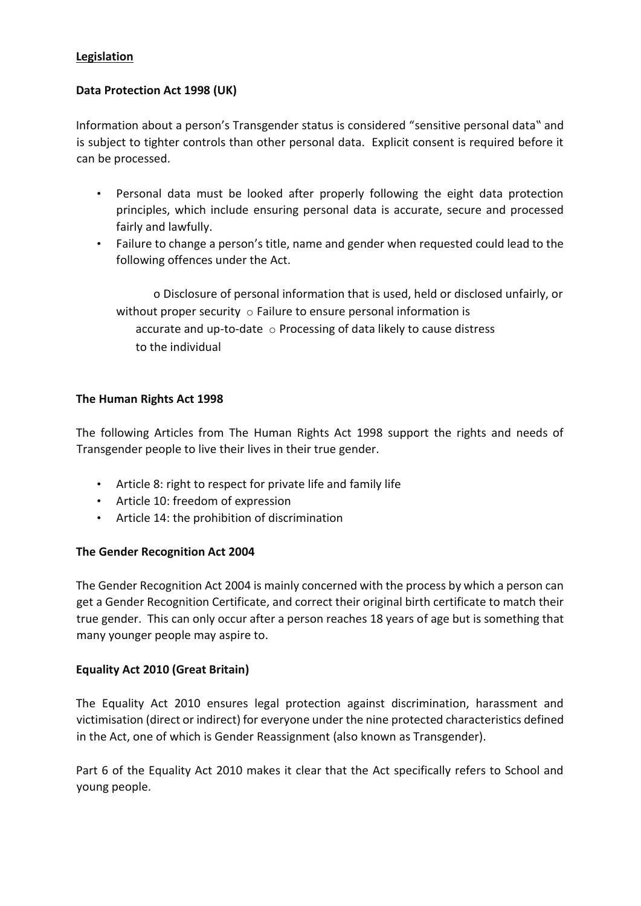## Legislation

### Data Protection Act 1998 (UK)

Information about a person's Transgender status is considered "sensitive personal data" and is subject to tighter controls than other personal data. Explicit consent is required before it can be processed.

- Personal data must be looked after properly following the eight data protection principles, which include ensuring personal data is accurate, secure and processed fairly and lawfully.
- Failure to change a person's title, name and gender when requested could lead to the following offences under the Act.
    - Disclosure of personal information that is used, held or disclosed unfairly, or without proper security
    - Failure to ensure personal information is accurate and up-to-date
    - Processing of data likely to cause distress to the individual

### The Human Rights Act 1998

The following Articles from The Human Rights Act 1998 support the rights and needs of Transgender people to live their lives in their true gender.

- Article 8: right to respect for private life and family life
- Article 10: freedom of expression
- Article 14: the prohibition of discrimination

### The Gender Recognition Act 2004

The Gender Recognition Act 2004 is mainly concerned with the process by which a person can get a Gender Recognition Certificate, and correct their original birth certificate to match their true gender. This can only occur after a person reaches 18 years of age but is something that many younger people may aspire to.

### Equality Act 2010 (Great Britain)

The Equality Act 2010 ensures legal protection against discrimination, harassment and victimisation (direct or indirect) for everyone under the nine protected characteristics defined in the Act, one of which is Gender Reassignment (also known as Transgender).

Part 6 of the Equality Act 2010 makes it clear that the Act specifically refers to School and young people.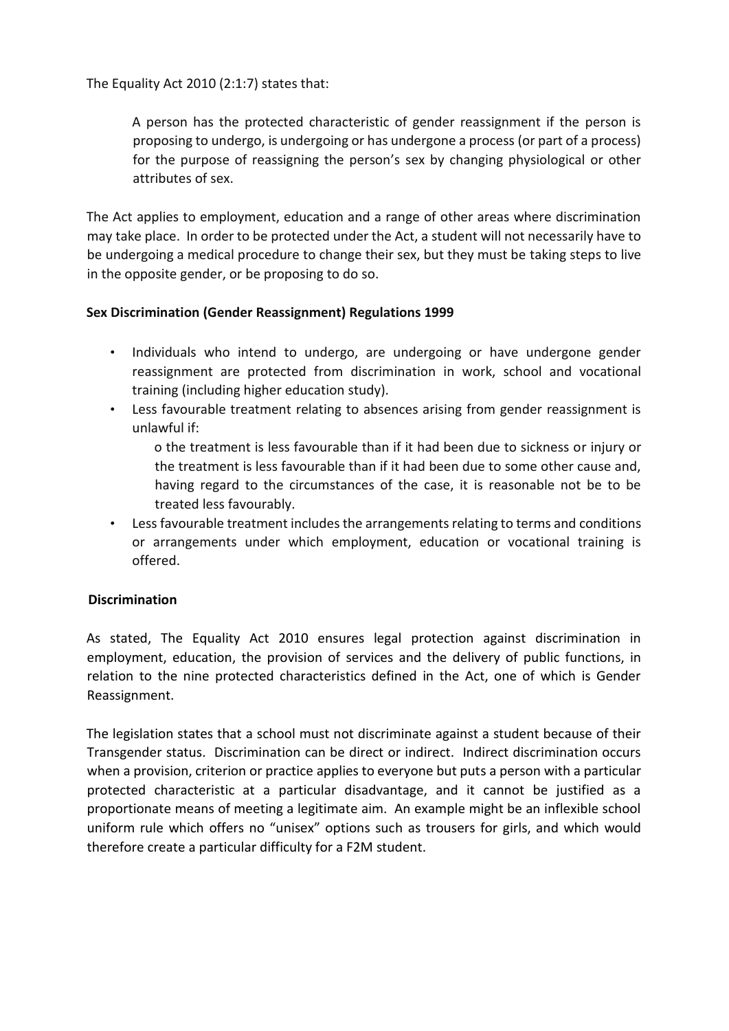The Equality Act 2010 (2:1:7) states that:

> A person has the protected characteristic of gender reassignment if the person is proposing to undergo, is undergoing or has undergone a process (or part of a process) for the purpose of reassigning the person's sex by changing physiological or other attributes of sex.

The Act applies to employment, education and a range of other areas where discrimination may take place. In order to be protected under the Act, a student will not necessarily have to be undergoing a medical procedure to change their sex, but they must be taking steps to live in the opposite gender, or be proposing to do so.

**Sex Discrimination (Gender Reassignment) Regulations 1999**

- Individuals who intend to undergo, are undergoing or have undergone gender reassignment are protected from discrimination in work, school and vocational training (including higher education study).
- Less favourable treatment relating to absences arising from gender reassignment is unlawful if:
  - the treatment is less favourable than if it had been due to sickness or injury or the treatment is less favourable than if it had been due to some other cause and, having regard to the circumstances of the case, it is reasonable not be to be treated less favourably.
- Less favourable treatment includes the arrangements relating to terms and conditions or arrangements under which employment, education or vocational training is offered.

**Discrimination**

As stated, The Equality Act 2010 ensures legal protection against discrimination in employment, education, the provision of services and the delivery of public functions, in relation to the nine protected characteristics defined in the Act, one of which is Gender Reassignment.

The legislation states that a school must not discriminate against a student because of their Transgender status. Discrimination can be direct or indirect. Indirect discrimination occurs when a provision, criterion or practice applies to everyone but puts a person with a particular protected characteristic at a particular disadvantage, and it cannot be justified as a proportionate means of meeting a legitimate aim. An example might be an inflexible school uniform rule which offers no "unisex" options such as trousers for girls, and which would therefore create a particular difficulty for a F2M student.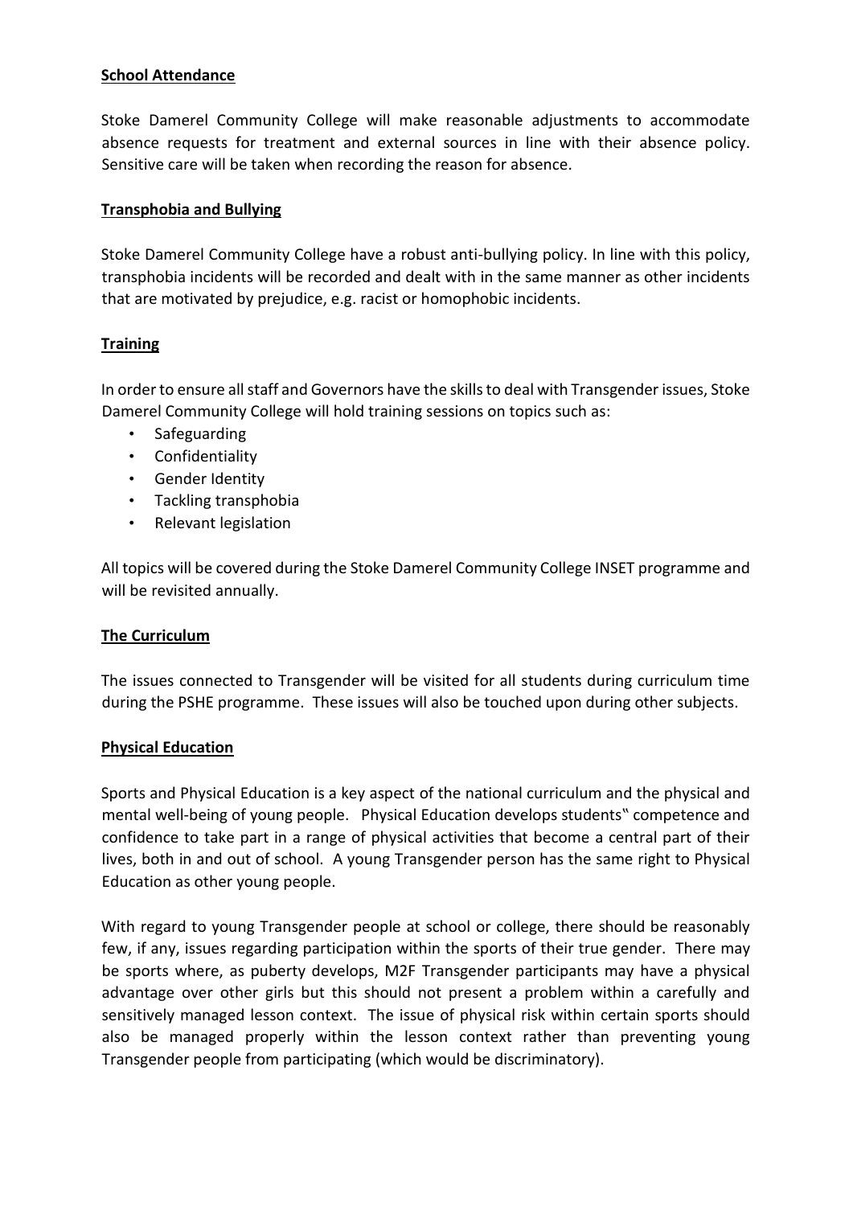**School Attendance**

Stoke Damerel Community College will make reasonable adjustments to accommodate absence requests for treatment and external sources in line with their absence policy. Sensitive care will be taken when recording the reason for absence.

**Transphobia and Bullying**

Stoke Damerel Community College have a robust anti-bullying policy. In line with this policy, transphobia incidents will be recorded and dealt with in the same manner as other incidents that are motivated by prejudice, e.g. racist or homophobic incidents.

**Training**

In order to ensure all staff and Governors have the skills to deal with Transgender issues, Stoke Damerel Community College will hold training sessions on topics such as:

- Safeguarding
- Confidentiality
- Gender Identity
- Tackling transphobia
- Relevant legislation

All topics will be covered during the Stoke Damerel Community College INSET programme and will be revisited annually.

**The Curriculum**

The issues connected to Transgender will be visited for all students during curriculum time during the PSHE programme. These issues will also be touched upon during other subjects.

**Physical Education**

Sports and Physical Education is a key aspect of the national curriculum and the physical and mental well-being of young people. Physical Education develops students�since competence and confidence to take part in a range of physical activities that become a central part of their lives, both in and out of school. A young Transgender person has the same right to Physical Education as other young people.

With regard to young Transgender people at school or college, there should be reasonably few, if any, issues regarding participation within the sports of their true gender. There may be sports where, as puberty develops, M2F Transgender participants may have a physical advantage over other girls but this should not present a problem within a carefully and sensitively managed lesson context. The issue of physical risk within certain sports should also be managed properly within the lesson context rather than preventing young Transgender people from participating (which would be discriminatory).

**School Attendance**

Stoke Damerel Community College will make reasonable adjustments to accommodate absence requests for treatment and external sources in line with their absence policy. Sensitive care will be taken when recording the reason for absence.

**Transphobia and Bullying**

Stoke Damerel Community College have a robust anti-bullying policy. In line with this policy, transphobia incidents will be recorded and dealt with in the same manner as other incidents that are motivated by prejudice, e.g. racist or homophobic incidents.

**Training**

In order to ensure all staff and Governors have the skills to deal with Transgender issues, Stoke Damerel Community College will hold training sessions on topics such as:

- Safeguarding
- Confidentiality
- Gender Identity
- Tackling transphobia
- Relevant legislation

All topics will be covered during the Stoke Damerel Community College INSET programme and will be revisited annually.

**The Curriculum**

The issues connected to Transgender will be visited for all students during curriculum time during the PSHE programme. These issues will also be touched upon during other subjects.

**Physical Education**

Sports and Physical Education is a key aspect of the national curriculum and the physical and mental well-being of young people. Physical Education develops students" competence and confidence to take part in a range of physical activities that become a central part of their lives, both in and out of school. A young Transgender person has the same right to Physical Education as other young people.

With regard to young Transgender people at school or college, there should be reasonably few, if any, issues regarding participation within the sports of their true gender. There may be sports where, as puberty develops, M2F Transgender participants may have a physical advantage over other girls but this should not present a problem within a carefully and sensitively managed lesson context. The issue of physical risk within certain sports should also be managed properly within the lesson context rather than preventing young Transgender people from participating (which would be discriminatory).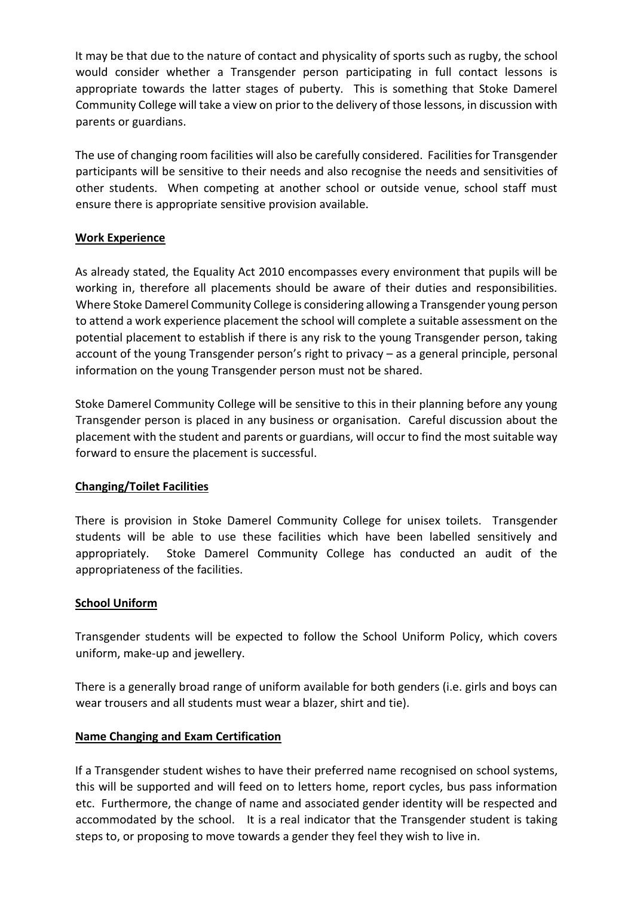It may be that due to the nature of contact and physicality of sports such as rugby, the school would consider whether a Transgender person participating in full contact lessons is appropriate towards the latter stages of puberty. This is something that Stoke Damerel Community College will take a view on prior to the delivery of those lessons, in discussion with parents or guardians.

The use of changing room facilities will also be carefully considered. Facilities for Transgender participants will be sensitive to their needs and also recognise the needs and sensitivities of other students. When competing at another school or outside venue, school staff must ensure there is appropriate sensitive provision available.

**Work Experience**

As already stated, the Equality Act 2010 encompasses every environment that pupils will be working in, therefore all placements should be aware of their duties and responsibilities. Where Stoke Damerel Community College is considering allowing a Transgender young person to attend a work experience placement the school will complete a suitable assessment on the potential placement to establish if there is any risk to the young Transgender person, taking account of the young Transgender person's right to privacy – as a general principle, personal information on the young Transgender person must not be shared.

Stoke Damerel Community College will be sensitive to this in their planning before any young Transgender person is placed in any business or organisation. Careful discussion about the placement with the student and parents or guardians, will occur to find the most suitable way forward to ensure the placement is successful.

**Changing/Toilet Facilities**

There is provision in Stoke Damerel Community College for unisex toilets. Transgender students will be able to use these facilities which have been labelled sensitively and appropriately. Stoke Damerel Community College has conducted an audit of the appropriateness of the facilities.

**School Uniform**

Transgender students will be expected to follow the School Uniform Policy, which covers uniform, make-up and jewellery.

There is a generally broad range of uniform available for both genders (i.e. girls and boys can wear trousers and all students must wear a blazer, shirt and tie).

**Name Changing and Exam Certification**

If a Transgender student wishes to have their preferred name recognised on school systems, this will be supported and will feed on to letters home, report cycles, bus pass information etc. Furthermore, the change of name and associated gender identity will be respected and accommodated by the school. It is a real indicator that the Transgender student is taking steps to, or proposing to move towards a gender they feel they wish to live in.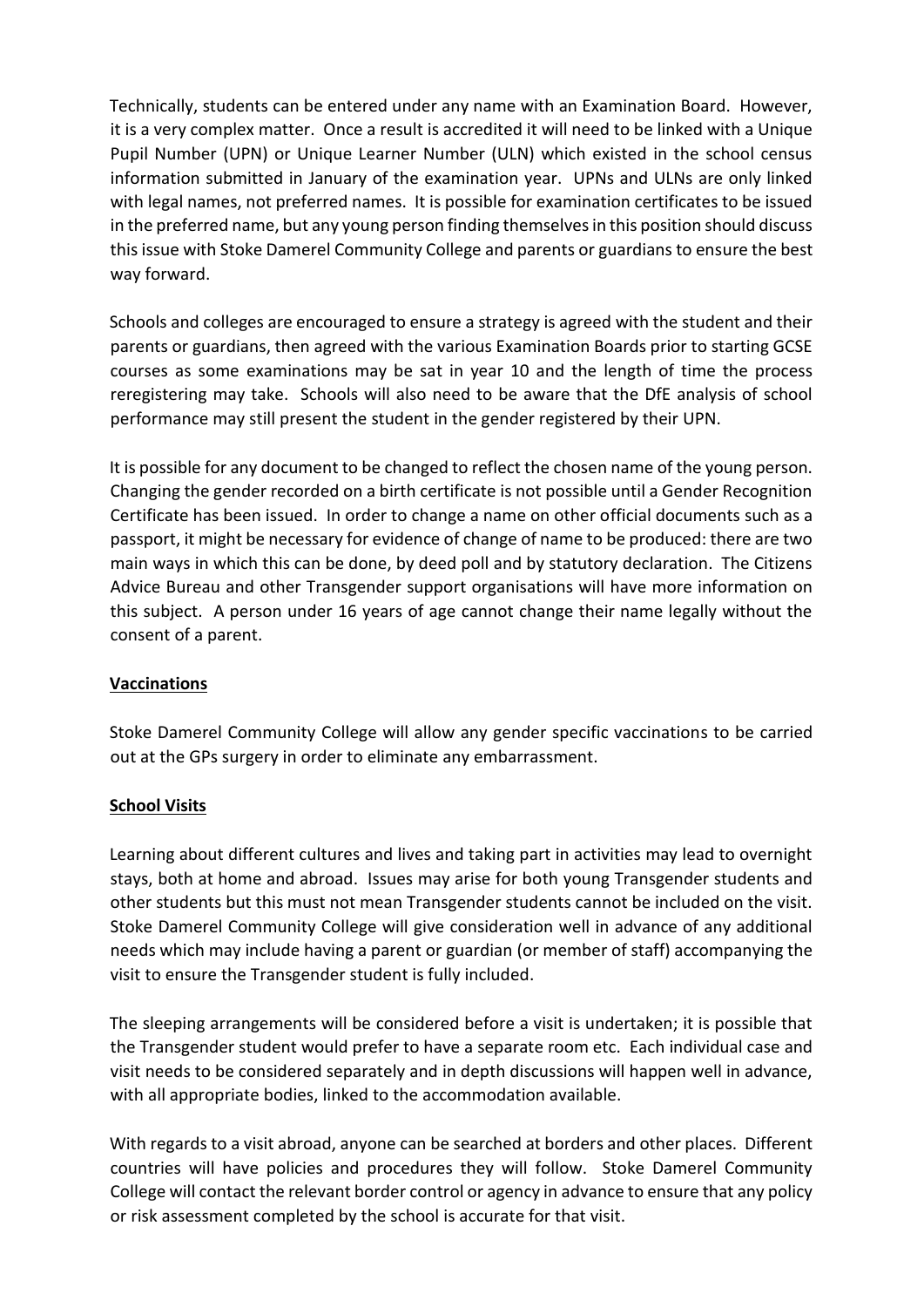Technically, students can be entered under any name with an Examination Board. However, it is a very complex matter. Once a result is accredited it will need to be linked with a Unique Pupil Number (UPN) or Unique Learner Number (ULN) which existed in the school census information submitted in January of the examination year. UPNs and ULNs are only linked with legal names, not preferred names. It is possible for examination certificates to be issued in the preferred name, but any young person finding themselves in this position should discuss this issue with Stoke Damerel Community College and parents or guardians to ensure the best way forward.

Schools and colleges are encouraged to ensure a strategy is agreed with the student and their parents or guardians, then agreed with the various Examination Boards prior to starting GCSE courses as some examinations may be sat in year 10 and the length of time the process reregistering may take. Schools will also need to be aware that the DfE analysis of school performance may still present the student in the gender registered by their UPN.

It is possible for any document to be changed to reflect the chosen name of the young person. Changing the gender recorded on a birth certificate is not possible until a Gender Recognition Certificate has been issued. In order to change a name on other official documents such as a passport, it might be necessary for evidence of change of name to be produced: there are two main ways in which this can be done, by deed poll and by statutory declaration. The Citizens Advice Bureau and other Transgender support organisations will have more information on this subject. A person under 16 years of age cannot change their name legally without the consent of a parent.

**Vaccinations**

Stoke Damerel Community College will allow any gender specific vaccinations to be carried out at the GPs surgery in order to eliminate any embarrassment.

**School Visits**

Learning about different cultures and lives and taking part in activities may lead to overnight stays, both at home and abroad. Issues may arise for both young Transgender students and other students but this must not mean Transgender students cannot be included on the visit. Stoke Damerel Community College will give consideration well in advance of any additional needs which may include having a parent or guardian (or member of staff) accompanying the visit to ensure the Transgender student is fully included.

The sleeping arrangements will be considered before a visit is undertaken; it is possible that the Transgender student would prefer to have a separate room etc. Each individual case and visit needs to be considered separately and in depth discussions will happen well in advance, with all appropriate bodies, linked to the accommodation available.

With regards to a visit abroad, anyone can be searched at borders and other places. Different countries will have policies and procedures they will follow. Stoke Damerel Community College will contact the relevant border control or agency in advance to ensure that any policy or risk assessment completed by the school is accurate for that visit.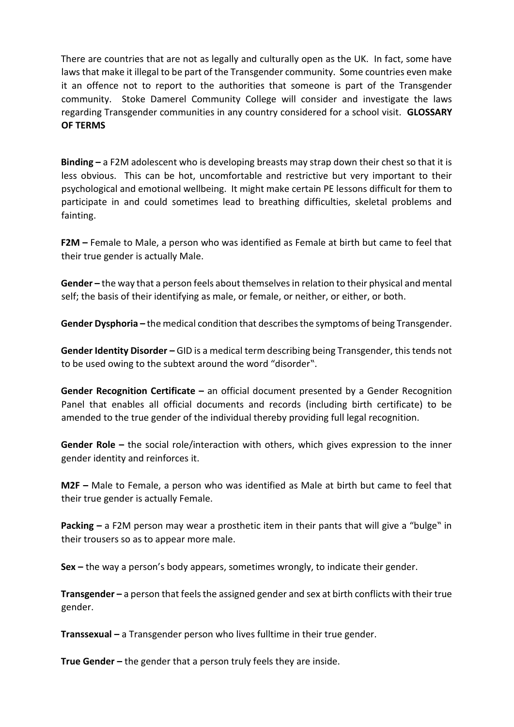There are countries that are not as legally and culturally open as the UK. In fact, some have laws that make it illegal to be part of the Transgender community. Some countries even make it an offence not to report to the authorities that someone is part of the Transgender community. Stoke Damerel Community College will consider and investigate the laws regarding Transgender communities in any country considered for a school visit.

## GLOSSARY OF TERMS

**Binding –** a F2M adolescent who is developing breasts may strap down their chest so that it is less obvious. This can be hot, uncomfortable and restrictive but very important to their psychological and emotional wellbeing. It might make certain PE lessons difficult for them to participate in and could sometimes lead to breathing difficulties, skeletal problems and fainting.

**F2M –** Female to Male, a person who was identified as Female at birth but came to feel that their true gender is actually Male.

**Gender –** the way that a person feels about themselves in relation to their physical and mental self; the basis of their identifying as male, or female, or neither, or either, or both.

**Gender Dysphoria –** the medical condition that describes the symptoms of being Transgender.

**Gender Identity Disorder –** GID is a medical term describing being Transgender, this tends not to be used owing to the subtext around the word "disorder".

**Gender Recognition Certificate –** an official document presented by a Gender Recognition Panel that enables all official documents and records (including birth certificate) to be amended to the true gender of the individual thereby providing full legal recognition.

**Gender Role –** the social role/interaction with others, which gives expression to the inner gender identity and reinforces it.

**M2F –** Male to Female, a person who was identified as Male at birth but came to feel that their true gender is actually Female.

**Packing –** a F2M person may wear a prosthetic item in their pants that will give a "bulge" in their trousers so as to appear more male.

**Sex –** the way a person's body appears, sometimes wrongly, to indicate their gender.

**Transgender –** a person that feels the assigned gender and sex at birth conflicts with their true gender.

**Transsexual –** a Transgender person who lives fulltime in their true gender.

**True Gender –** the gender that a person truly feels they are inside.